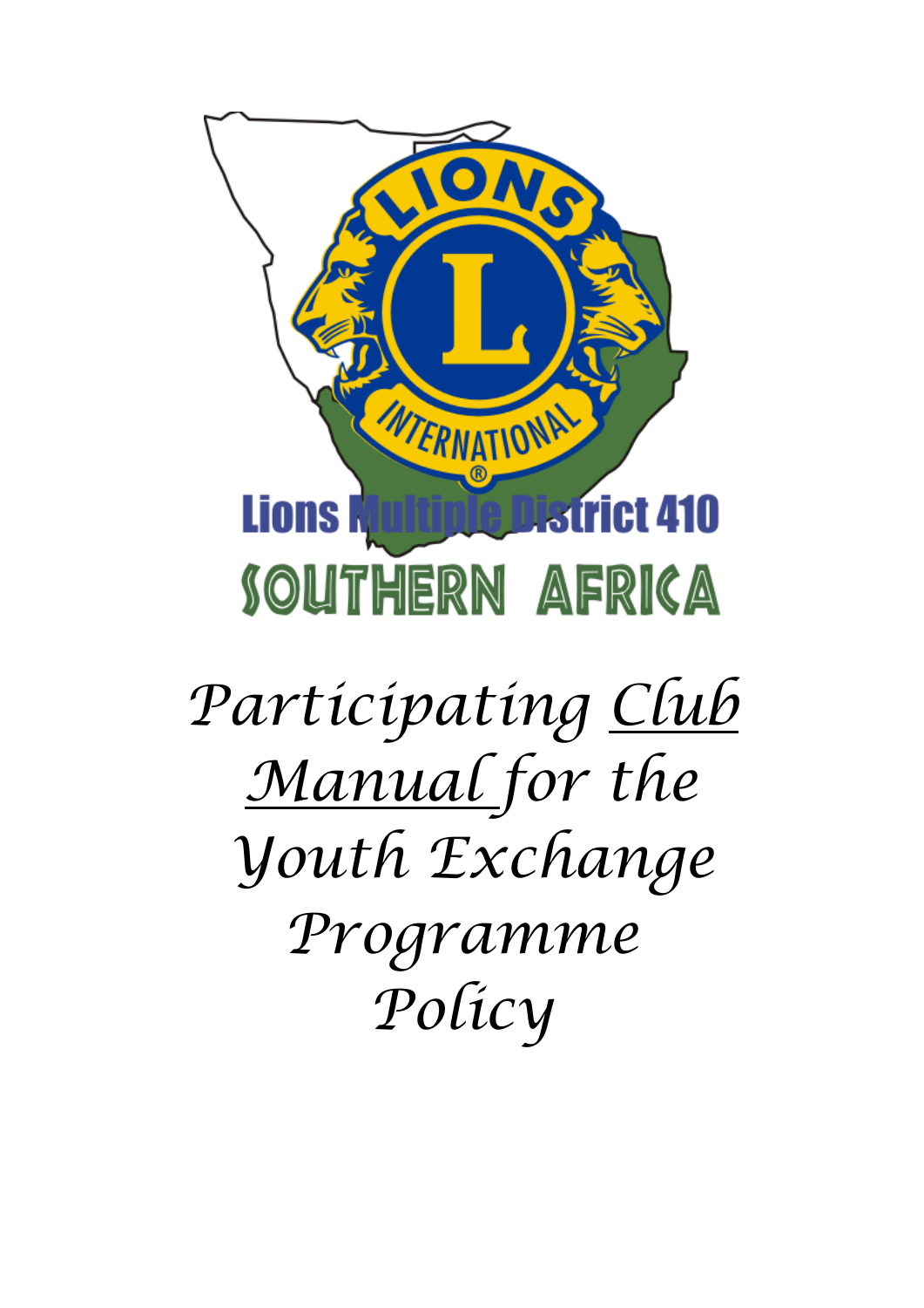Lions Multiple District 410

SOUTHERN AFRICA

# *Participating Club Manual for the Youth Exchange Programme Policy*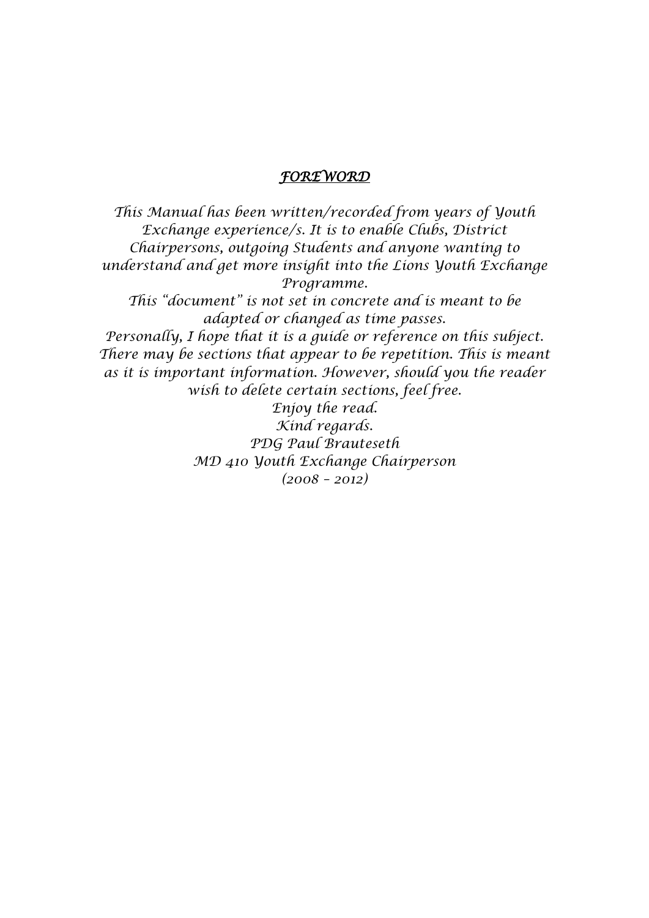## *FOREWORD*

*This Manual has been written/recorded from years of Youth Exchange experience/s. It is to enable Clubs, District Chairpersons, outgoing Students and anyone wanting to understand and get more insight into the Lions Youth Exchange Programme.*

*This "document" is not set in concrete and is meant to be adapted or changed as time passes.*

*Personally, I hope that it is a guide or reference on this subject. There may be sections that appear to be repetition. This is meant as it is important information. However, should you the reader wish to delete certain sections, feel free.*

*Enjoy the read.*

*Kind regards.*

*PDG Paul Brauteseth*

*MD 410 Youth Exchange Chairperson*

*(2008 – 2012)*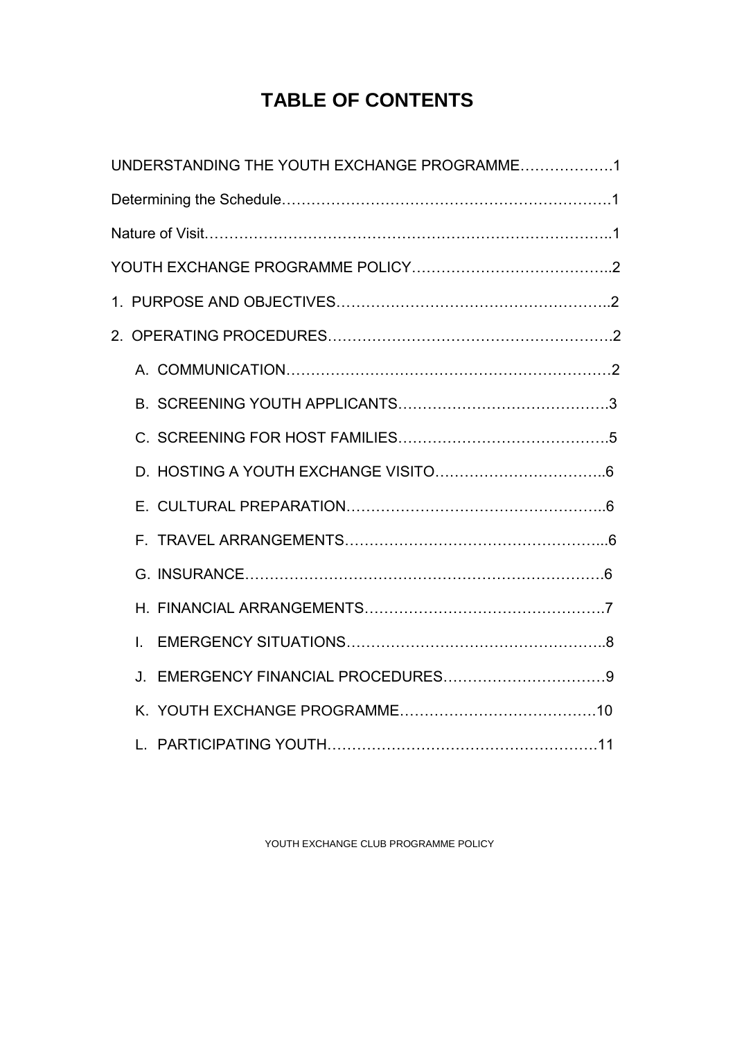# TABLE OF CONTENTS

UNDERSTANDING THE YOUTH EXCHANGE PROGRAMME……………….1

Determining the Schedule………………………………………………………….1

Nature of Visit……………………………………………………………………..1

YOUTH EXCHANGE PROGRAMME POLICY…………………………………..2

1. PURPOSE AND OBJECTIVES……………………………………………….2

2. OPERATING PROCEDURES…………………………………………………2

   A. COMMUNICATION…………………………………………………………2

   B. SCREENING YOUTH APPLICANTS…………………………………….3

   C. SCREENING FOR HOST FAMILIES…………………………………….5

   D. HOSTING A YOUTH EXCHANGE VISITO……………………………..6

   E. CULTURAL PREPARATION……………………………………………..6

   F. TRAVEL ARRANGEMENTS………………………………………………6

   G. INSURANCE………………………………………………………………6

   H. FINANCIAL ARRANGEMENTS………………………………………….7

   I. EMERGENCY SITUATIONS……………………………………………..8

   J. EMERGENCY FINANCIAL PROCEDURES……………………………9

   K. YOUTH EXCHANGE PROGRAMME…………………………………10

   L. PARTICIPATING YOUTH………………………………………………11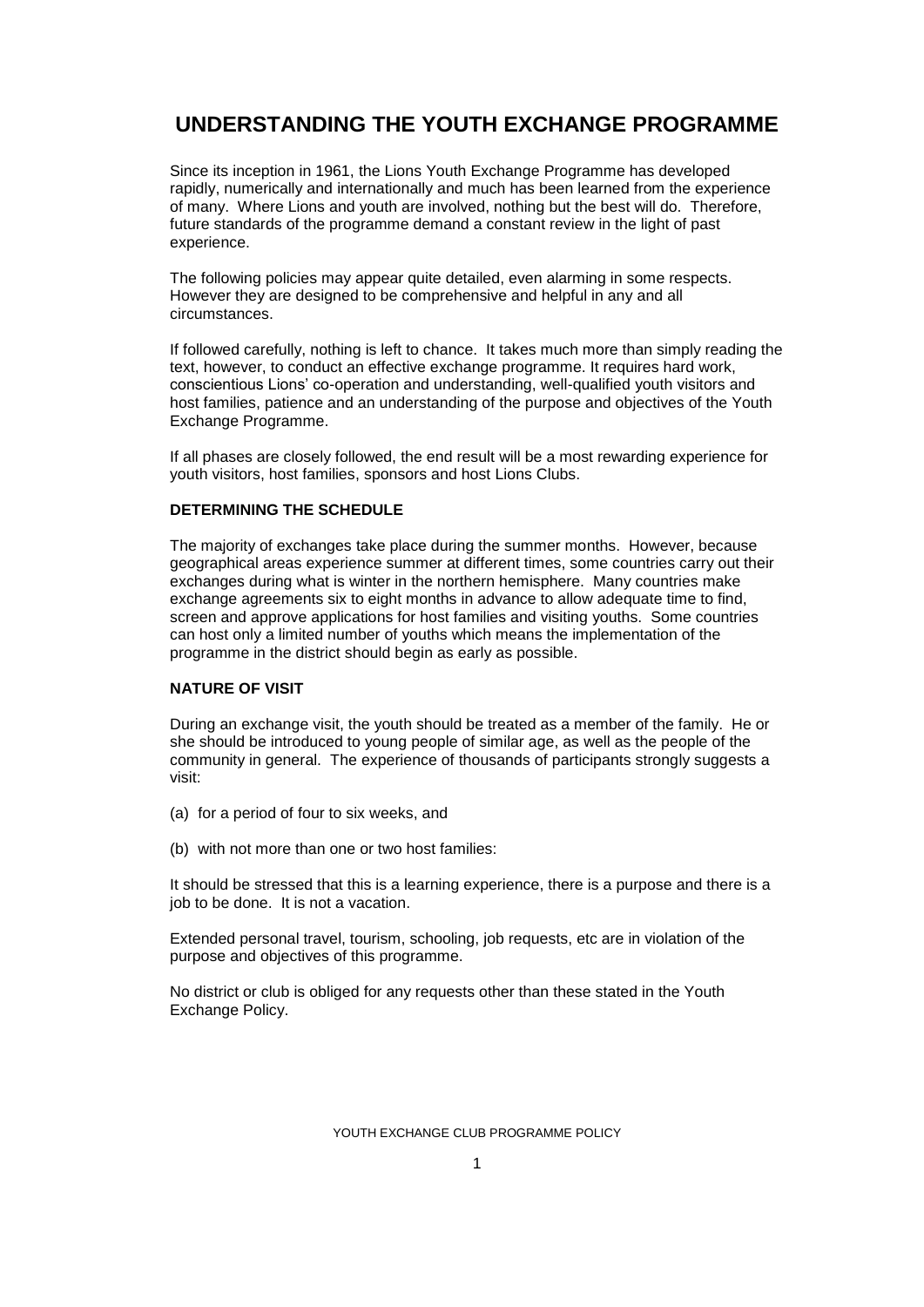# UNDERSTANDING THE YOUTH EXCHANGE PROGRAMME

Since its inception in 1961, the Lions Youth Exchange Programme has developed rapidly, numerically and internationally and much has been learned from the experience of many. Where Lions and youth are involved, nothing but the best will do. Therefore, future standards of the programme demand a constant review in the light of past experience.

The following policies may appear quite detailed, even alarming in some respects. However they are designed to be comprehensive and helpful in any and all circumstances.

If followed carefully, nothing is left to chance. It takes much more than simply reading the text, however, to conduct an effective exchange programme. It requires hard work, conscientious Lions' co-operation and understanding, well-qualified youth visitors and host families, patience and an understanding of the purpose and objectives of the Youth Exchange Programme.

If all phases are closely followed, the end result will be a most rewarding experience for youth visitors, host families, sponsors and host Lions Clubs.

### DETERMINING THE SCHEDULE

The majority of exchanges take place during the summer months. However, because geographical areas experience summer at different times, some countries carry out their exchanges during what is winter in the northern hemisphere. Many countries make exchange agreements six to eight months in advance to allow adequate time to find, screen and approve applications for host families and visiting youths. Some countries can host only a limited number of youths which means the implementation of the programme in the district should begin as early as possible.

### NATURE OF VISIT

During an exchange visit, the youth should be treated as a member of the family. He or she should be introduced to young people of similar age, as well as the people of the community in general. The experience of thousands of participants strongly suggests a visit:

(a) for a period of four to six weeks, and

(b) with not more than one or two host families:

It should be stressed that this is a learning experience, there is a purpose and there is a job to be done. It is not a vacation.

Extended personal travel, tourism, schooling, job requests, etc are in violation of the purpose and objectives of this programme.

No district or club is obliged for any requests other than these stated in the Youth Exchange Policy.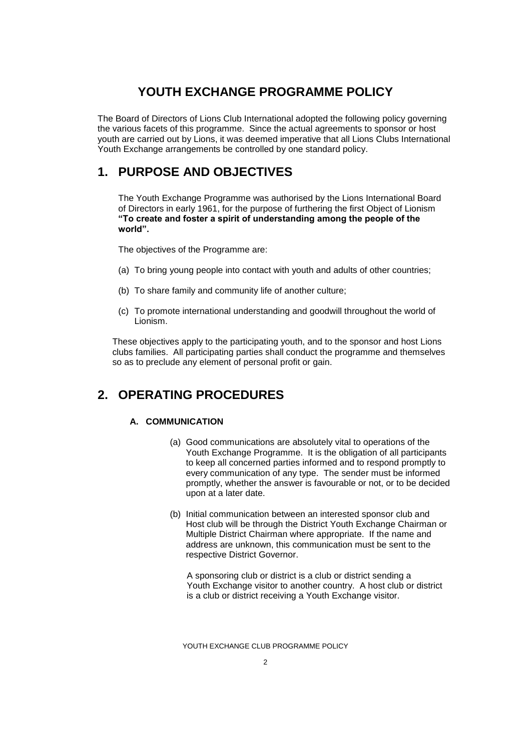# YOUTH EXCHANGE PROGRAMME POLICY

The Board of Directors of Lions Club International adopted the following policy governing the various facets of this programme. Since the actual agreements to sponsor or host youth are carried out by Lions, it was deemed imperative that all Lions Clubs International Youth Exchange arrangements be controlled by one standard policy.

## 1. PURPOSE AND OBJECTIVES

The Youth Exchange Programme was authorised by the Lions International Board of Directors in early 1961, for the purpose of furthering the first Object of Lionism **"To create and foster a spirit of understanding among the people of the world".**

The objectives of the Programme are:

(a) To bring young people into contact with youth and adults of other countries;

(b) To share family and community life of another culture;

(c) To promote international understanding and goodwill throughout the world of Lionism.

These objectives apply to the participating youth, and to the sponsor and host Lions clubs families. All participating parties shall conduct the programme and themselves so as to preclude any element of personal profit or gain.

## 2. OPERATING PROCEDURES

### A. COMMUNICATION

(a) Good communications are absolutely vital to operations of the Youth Exchange Programme. It is the obligation of all participants to keep all concerned parties informed and to respond promptly to every communication of any type. The sender must be informed promptly, whether the answer is favourable or not, or to be decided upon at a later date.

(b) Initial communication between an interested sponsor club and Host club will be through the District Youth Exchange Chairman or Multiple District Chairman where appropriate. If the name and address are unknown, this communication must be sent to the respective District Governor.

A sponsoring club or district is a club or district sending a Youth Exchange visitor to another country. A host club or district is a club or district receiving a Youth Exchange visitor.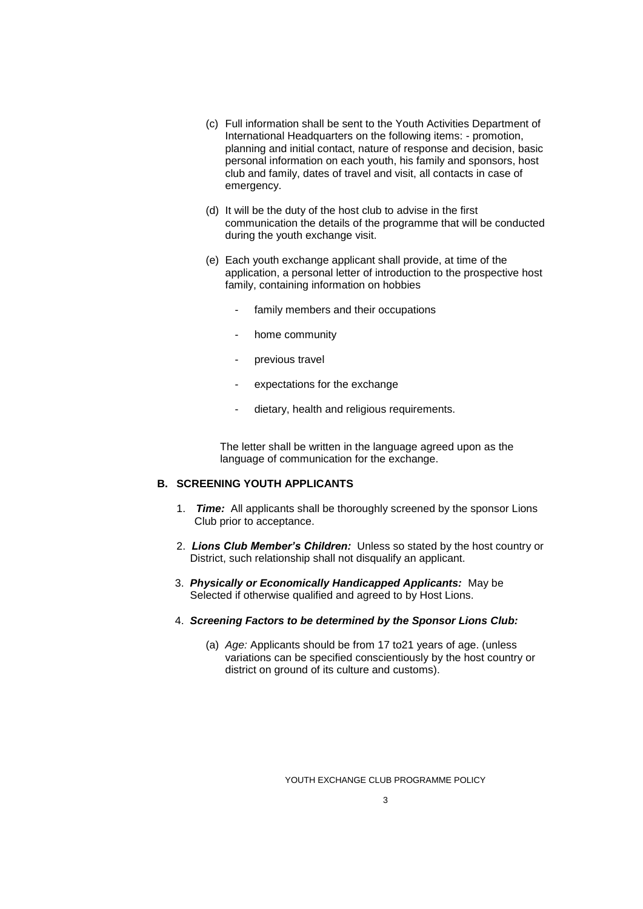(c) Full information shall be sent to the Youth Activities Department of International Headquarters on the following items: - promotion, planning and initial contact, nature of response and decision, basic personal information on each youth, his family and sponsors, host club and family, dates of travel and visit, all contacts in case of emergency.

(d) It will be the duty of the host club to advise in the first communication the details of the programme that will be conducted during the youth exchange visit.

(e) Each youth exchange applicant shall provide, at time of the application, a personal letter of introduction to the prospective host family, containing information on hobbies

- family members and their occupations
- home community
- previous travel
- expectations for the exchange
- dietary, health and religious requirements.

The letter shall be written in the language agreed upon as the language of communication for the exchange.

## B. SCREENING YOUTH APPLICANTS

1. ***Time:*** All applicants shall be thoroughly screened by the sponsor Lions Club prior to acceptance.

2. ***Lions Club Member's Children:*** Unless so stated by the host country or District, such relationship shall not disqualify an applicant.

3. ***Physically or Economically Handicapped Applicants:*** May be Selected if otherwise qualified and agreed to by Host Lions.

4. ***Screening Factors to be determined by the Sponsor Lions Club:***

   (a) *Age:* Applicants should be from 17 to21 years of age. (unless variations can be specified conscientiously by the host country or district on ground of its culture and customs).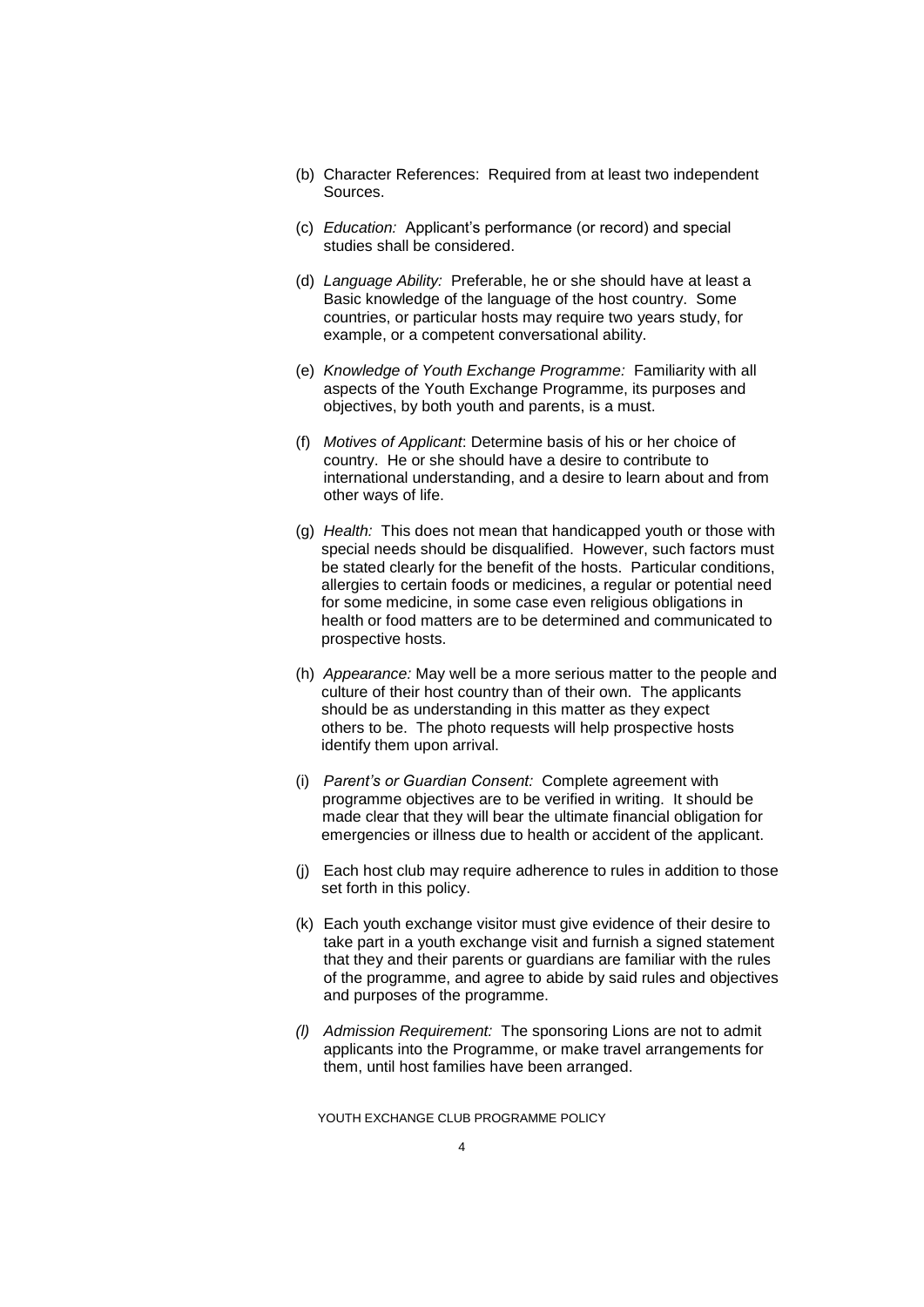(b) Character References: Required from at least two independent Sources.

(c) *Education:* Applicant's performance (or record) and special studies shall be considered.

(d) *Language Ability:* Preferable, he or she should have at least a Basic knowledge of the language of the host country. Some countries, or particular hosts may require two years study, for example, or a competent conversational ability.

(e) *Knowledge of Youth Exchange Programme:* Familiarity with all aspects of the Youth Exchange Programme, its purposes and objectives, by both youth and parents, is a must.

(f) *Motives of Applicant*: Determine basis of his or her choice of country. He or she should have a desire to contribute to international understanding, and a desire to learn about and from other ways of life.

(g) *Health:* This does not mean that handicapped youth or those with special needs should be disqualified. However, such factors must be stated clearly for the benefit of the hosts. Particular conditions, allergies to certain foods or medicines, a regular or potential need for some medicine, in some case even religious obligations in health or food matters are to be determined and communicated to prospective hosts.

(h) *Appearance:* May well be a more serious matter to the people and culture of their host country than of their own. The applicants should be as understanding in this matter as they expect others to be. The photo requests will help prospective hosts identify them upon arrival.

(i) *Parent's or Guardian Consent:* Complete agreement with programme objectives are to be verified in writing. It should be made clear that they will bear the ultimate financial obligation for emergencies or illness due to health or accident of the applicant.

(j) Each host club may require adherence to rules in addition to those set forth in this policy.

(k) Each youth exchange visitor must give evidence of their desire to take part in a youth exchange visit and furnish a signed statement that they and their parents or guardians are familiar with the rules of the programme, and agree to abide by said rules and objectives and purposes of the programme.

*(l) Admission Requirement:* The sponsoring Lions are not to admit applicants into the Programme, or make travel arrangements for them, until host families have been arranged.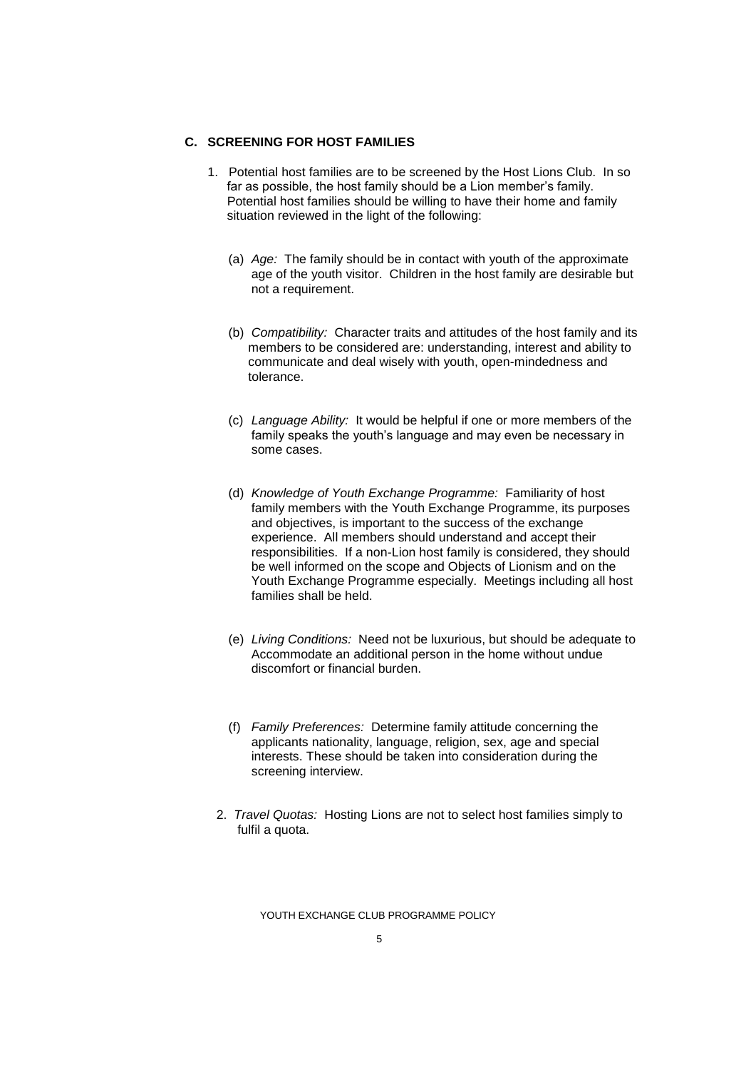## C. SCREENING FOR HOST FAMILIES

1. Potential host families are to be screened by the Host Lions Club. In so far as possible, the host family should be a Lion member's family. Potential host families should be willing to have their home and family situation reviewed in the light of the following:

   (a) *Age:* The family should be in contact with youth of the approximate age of the youth visitor. Children in the host family are desirable but not a requirement.

   (b) *Compatibility:* Character traits and attitudes of the host family and its members to be considered are: understanding, interest and ability to communicate and deal wisely with youth, open-mindedness and tolerance.

   (c) *Language Ability:* It would be helpful if one or more members of the family speaks the youth's language and may even be necessary in some cases.

   (d) *Knowledge of Youth Exchange Programme:* Familiarity of host family members with the Youth Exchange Programme, its purposes and objectives, is important to the success of the exchange experience. All members should understand and accept their responsibilities. If a non-Lion host family is considered, they should be well informed on the scope and Objects of Lionism and on the Youth Exchange Programme especially. Meetings including all host families shall be held.

   (e) *Living Conditions:* Need not be luxurious, but should be adequate to Accommodate an additional person in the home without undue discomfort or financial burden.

   (f) *Family Preferences:* Determine family attitude concerning the applicants nationality, language, religion, sex, age and special interests. These should be taken into consideration during the screening interview.

2. *Travel Quotas:* Hosting Lions are not to select host families simply to fulfil a quota.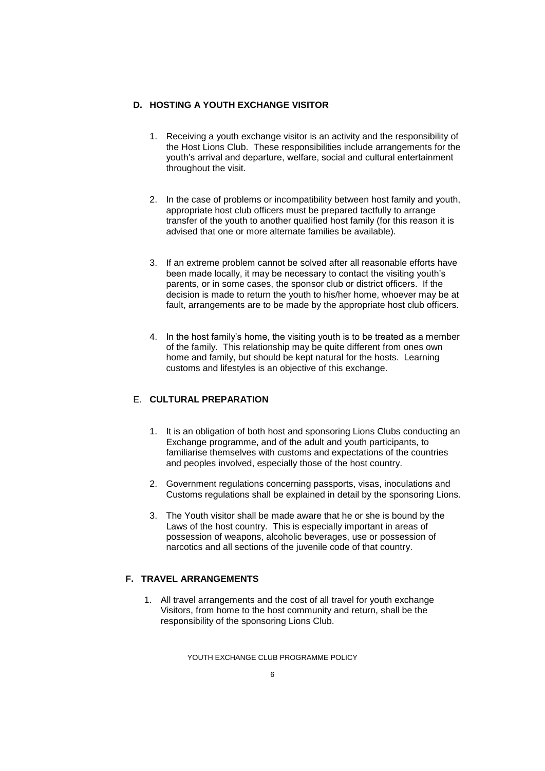## D. HOSTING A YOUTH EXCHANGE VISITOR

1. Receiving a youth exchange visitor is an activity and the responsibility of the Host Lions Club. These responsibilities include arrangements for the youth's arrival and departure, welfare, social and cultural entertainment throughout the visit.

2. In the case of problems or incompatibility between host family and youth, appropriate host club officers must be prepared tactfully to arrange transfer of the youth to another qualified host family (for this reason it is advised that one or more alternate families be available).

3. If an extreme problem cannot be solved after all reasonable efforts have been made locally, it may be necessary to contact the visiting youth's parents, or in some cases, the sponsor club or district officers. If the decision is made to return the youth to his/her home, whoever may be at fault, arrangements are to be made by the appropriate host club officers.

4. In the host family's home, the visiting youth is to be treated as a member of the family. This relationship may be quite different from ones own home and family, but should be kept natural for the hosts. Learning customs and lifestyles is an objective of this exchange.

## E. CULTURAL PREPARATION

1. It is an obligation of both host and sponsoring Lions Clubs conducting an Exchange programme, and of the adult and youth participants, to familiarise themselves with customs and expectations of the countries and peoples involved, especially those of the host country.
2. Government regulations concerning passports, visas, inoculations and Customs regulations shall be explained in detail by the sponsoring Lions.
3. The Youth visitor shall be made aware that he or she is bound by the Laws of the host country. This is especially important in areas of possession of weapons, alcoholic beverages, use or possession of narcotics and all sections of the juvenile code of that country.

## F. TRAVEL ARRANGEMENTS

1. All travel arrangements and the cost of all travel for youth exchange Visitors, from home to the host community and return, shall be the responsibility of the sponsoring Lions Club.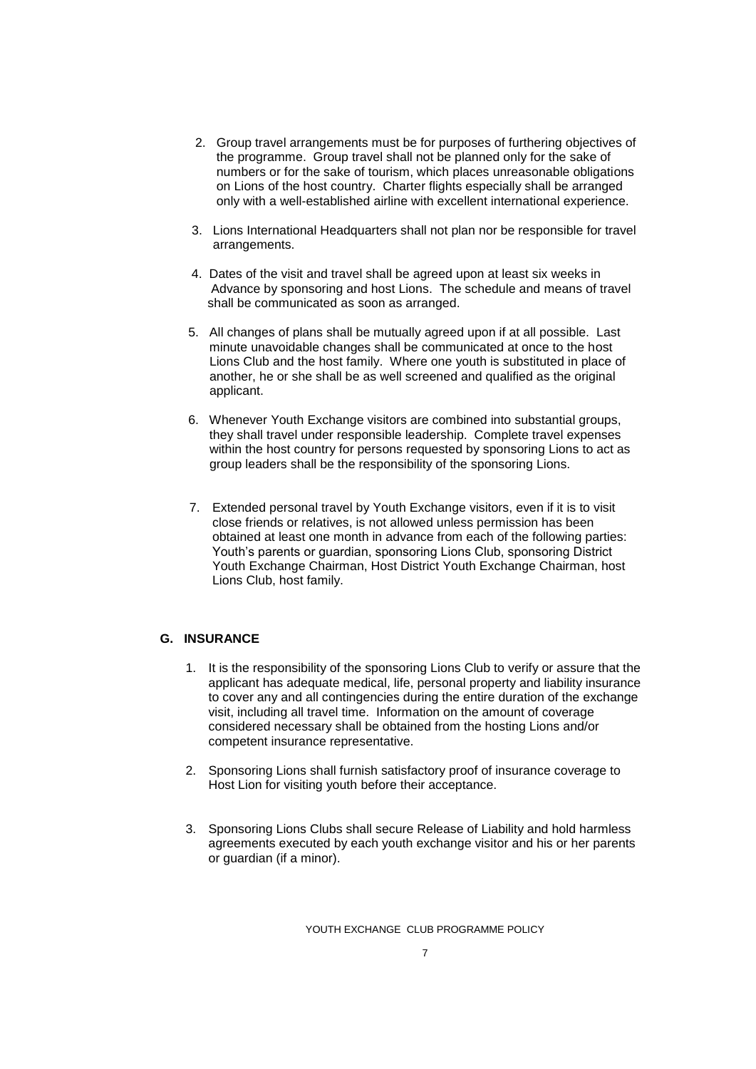2. Group travel arrangements must be for purposes of furthering objectives of the programme. Group travel shall not be planned only for the sake of numbers or for the sake of tourism, which places unreasonable obligations on Lions of the host country. Charter flights especially shall be arranged only with a well-established airline with excellent international experience.

3. Lions International Headquarters shall not plan nor be responsible for travel arrangements.

4. Dates of the visit and travel shall be agreed upon at least six weeks in Advance by sponsoring and host Lions. The schedule and means of travel shall be communicated as soon as arranged.

5. All changes of plans shall be mutually agreed upon if at all possible. Last minute unavoidable changes shall be communicated at once to the host Lions Club and the host family. Where one youth is substituted in place of another, he or she shall be as well screened and qualified as the original applicant.

6. Whenever Youth Exchange visitors are combined into substantial groups, they shall travel under responsible leadership. Complete travel expenses within the host country for persons requested by sponsoring Lions to act as group leaders shall be the responsibility of the sponsoring Lions.

7. Extended personal travel by Youth Exchange visitors, even if it is to visit close friends or relatives, is not allowed unless permission has been obtained at least one month in advance from each of the following parties: Youth's parents or guardian, sponsoring Lions Club, sponsoring District Youth Exchange Chairman, Host District Youth Exchange Chairman, host Lions Club, host family.

## G. INSURANCE

1. It is the responsibility of the sponsoring Lions Club to verify or assure that the applicant has adequate medical, life, personal property and liability insurance to cover any and all contingencies during the entire duration of the exchange visit, including all travel time. Information on the amount of coverage considered necessary shall be obtained from the hosting Lions and/or competent insurance representative.

2. Sponsoring Lions shall furnish satisfactory proof of insurance coverage to Host Lion for visiting youth before their acceptance.

3. Sponsoring Lions Clubs shall secure Release of Liability and hold harmless agreements executed by each youth exchange visitor and his or her parents or guardian (if a minor).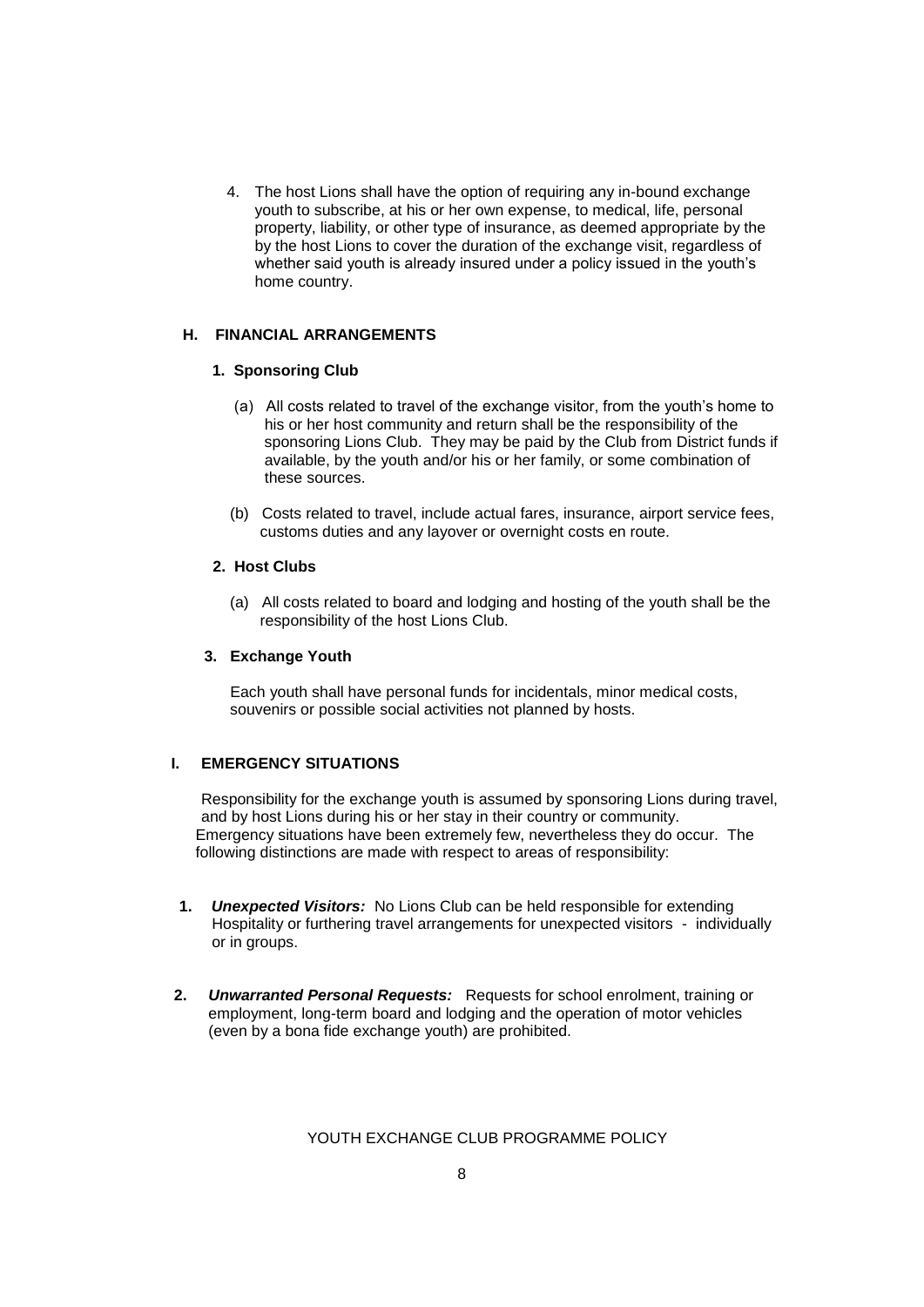4. The host Lions shall have the option of requiring any in-bound exchange youth to subscribe, at his or her own expense, to medical, life, personal property, liability, or other type of insurance, as deemed appropriate by the by the host Lions to cover the duration of the exchange visit, regardless of whether said youth is already insured under a policy issued in the youth's home country.

## H. FINANCIAL ARRANGEMENTS

### 1. Sponsoring Club

(a) All costs related to travel of the exchange visitor, from the youth's home to his or her host community and return shall be the responsibility of the sponsoring Lions Club. They may be paid by the Club from District funds if available, by the youth and/or his or her family, or some combination of these sources.

(b) Costs related to travel, include actual fares, insurance, airport service fees, customs duties and any layover or overnight costs en route.

### 2. Host Clubs

(a) All costs related to board and lodging and hosting of the youth shall be the responsibility of the host Lions Club.

### 3. Exchange Youth

Each youth shall have personal funds for incidentals, minor medical costs, souvenirs or possible social activities not planned by hosts.

## I. EMERGENCY SITUATIONS

Responsibility for the exchange youth is assumed by sponsoring Lions during travel, and by host Lions during his or her stay in their country or community. Emergency situations have been extremely few, nevertheless they do occur. The following distinctions are made with respect to areas of responsibility:

1. ***Unexpected Visitors:*** No Lions Club can be held responsible for extending Hospitality or furthering travel arrangements for unexpected visitors - individually or in groups.

2. ***Unwarranted Personal Requests:*** Requests for school enrolment, training or employment, long-term board and lodging and the operation of motor vehicles (even by a bona fide exchange youth) are prohibited.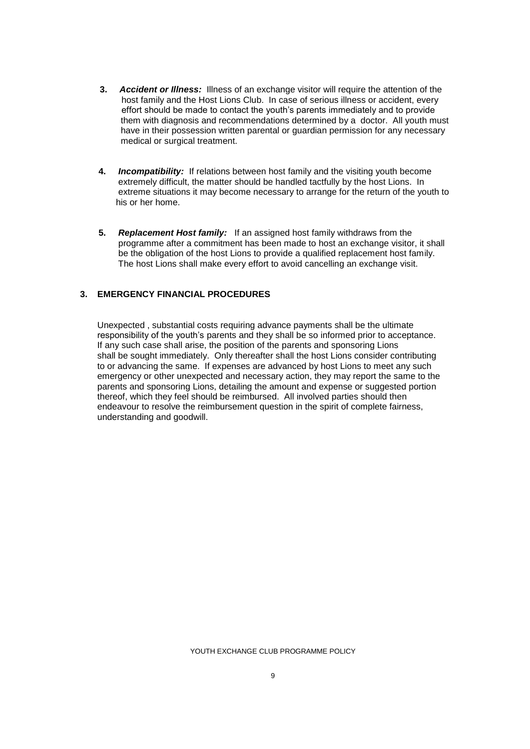3. ***Accident or Illness:*** Illness of an exchange visitor will require the attention of the host family and the Host Lions Club. In case of serious illness or accident, every effort should be made to contact the youth's parents immediately and to provide them with diagnosis and recommendations determined by a doctor. All youth must have in their possession written parental or guardian permission for any necessary medical or surgical treatment.

4. ***Incompatibility:*** If relations between host family and the visiting youth become extremely difficult, the matter should be handled tactfully by the host Lions. In extreme situations it may become necessary to arrange for the return of the youth to his or her home.

5. ***Replacement Host family:*** If an assigned host family withdraws from the programme after a commitment has been made to host an exchange visitor, it shall be the obligation of the host Lions to provide a qualified replacement host family. The host Lions shall make every effort to avoid cancelling an exchange visit.

## 3. EMERGENCY FINANCIAL PROCEDURES

Unexpected , substantial costs requiring advance payments shall be the ultimate responsibility of the youth's parents and they shall be so informed prior to acceptance. If any such case shall arise, the position of the parents and sponsoring Lions shall be sought immediately. Only thereafter shall the host Lions consider contributing to or advancing the same. If expenses are advanced by host Lions to meet any such emergency or other unexpected and necessary action, they may report the same to the parents and sponsoring Lions, detailing the amount and expense or suggested portion thereof, which they feel should be reimbursed. All involved parties should then endeavour to resolve the reimbursement question in the spirit of complete fairness, understanding and goodwill.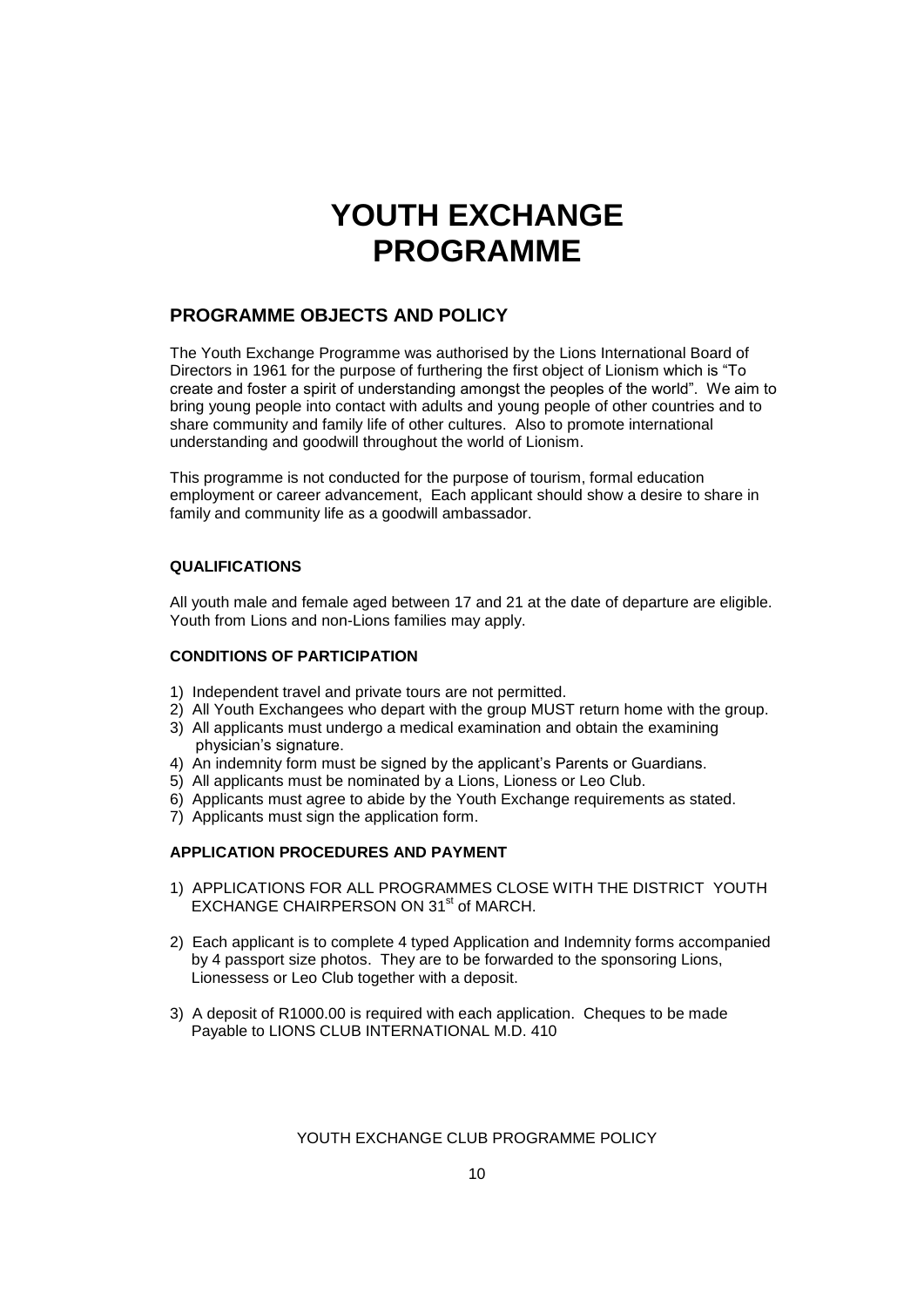# YOUTH EXCHANGE PROGRAMME

## PROGRAMME OBJECTS AND POLICY

The Youth Exchange Programme was authorised by the Lions International Board of Directors in 1961 for the purpose of furthering the first object of Lionism which is "To create and foster a spirit of understanding amongst the peoples of the world". We aim to bring young people into contact with adults and young people of other countries and to share community and family life of other cultures. Also to promote international understanding and goodwill throughout the world of Lionism.

This programme is not conducted for the purpose of tourism, formal education employment or career advancement, Each applicant should show a desire to share in family and community life as a goodwill ambassador.

### QUALIFICATIONS

All youth male and female aged between 17 and 21 at the date of departure are eligible. Youth from Lions and non-Lions families may apply.

### CONDITIONS OF PARTICIPATION

1) Independent travel and private tours are not permitted.
2) All Youth Exchangees who depart with the group MUST return home with the group.
3) All applicants must undergo a medical examination and obtain the examining physician's signature.
4) An indemnity form must be signed by the applicant's Parents or Guardians.
5) All applicants must be nominated by a Lions, Lioness or Leo Club.
6) Applicants must agree to abide by the Youth Exchange requirements as stated.
7) Applicants must sign the application form.

### APPLICATION PROCEDURES AND PAYMENT

1) APPLICATIONS FOR ALL PROGRAMMES CLOSE WITH THE DISTRICT YOUTH EXCHANGE CHAIRPERSON ON 31st of MARCH.

2) Each applicant is to complete 4 typed Application and Indemnity forms accompanied by 4 passport size photos. They are to be forwarded to the sponsoring Lions, Lionessess or Leo Club together with a deposit.

3) A deposit of R1000.00 is required with each application. Cheques to be made Payable to LIONS CLUB INTERNATIONAL M.D. 410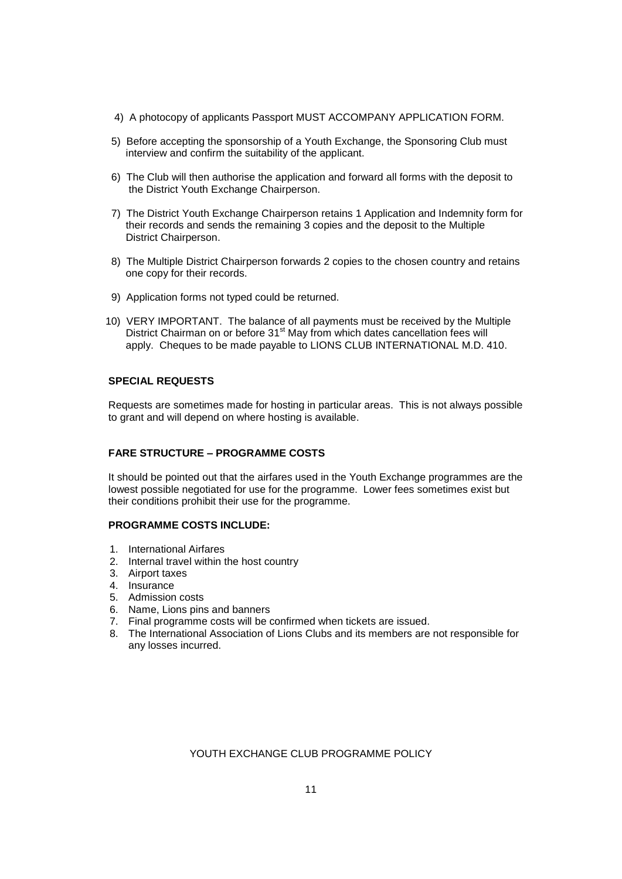4) A photocopy of applicants Passport MUST ACCOMPANY APPLICATION FORM.

5) Before accepting the sponsorship of a Youth Exchange, the Sponsoring Club must interview and confirm the suitability of the applicant.

6) The Club will then authorise the application and forward all forms with the deposit to the District Youth Exchange Chairperson.

7) The District Youth Exchange Chairperson retains 1 Application and Indemnity form for their records and sends the remaining 3 copies and the deposit to the Multiple District Chairperson.

8) The Multiple District Chairperson forwards 2 copies to the chosen country and retains one copy for their records.

9) Application forms not typed could be returned.

10) VERY IMPORTANT. The balance of all payments must be received by the Multiple District Chairman on or before 31st May from which dates cancellation fees will apply. Cheques to be made payable to LIONS CLUB INTERNATIONAL M.D. 410.

**SPECIAL REQUESTS**

Requests are sometimes made for hosting in particular areas. This is not always possible to grant and will depend on where hosting is available.

**FARE STRUCTURE – PROGRAMME COSTS**

It should be pointed out that the airfares used in the Youth Exchange programmes are the lowest possible negotiated for use for the programme. Lower fees sometimes exist but their conditions prohibit their use for the programme.

**PROGRAMME COSTS INCLUDE:**

1. International Airfares
2. Internal travel within the host country
3. Airport taxes
4. Insurance
5. Admission costs
6. Name, Lions pins and banners
7. Final programme costs will be confirmed when tickets are issued.
8. The International Association of Lions Clubs and its members are not responsible for any losses incurred.

YOUTH EXCHANGE CLUB PROGRAMME POLICY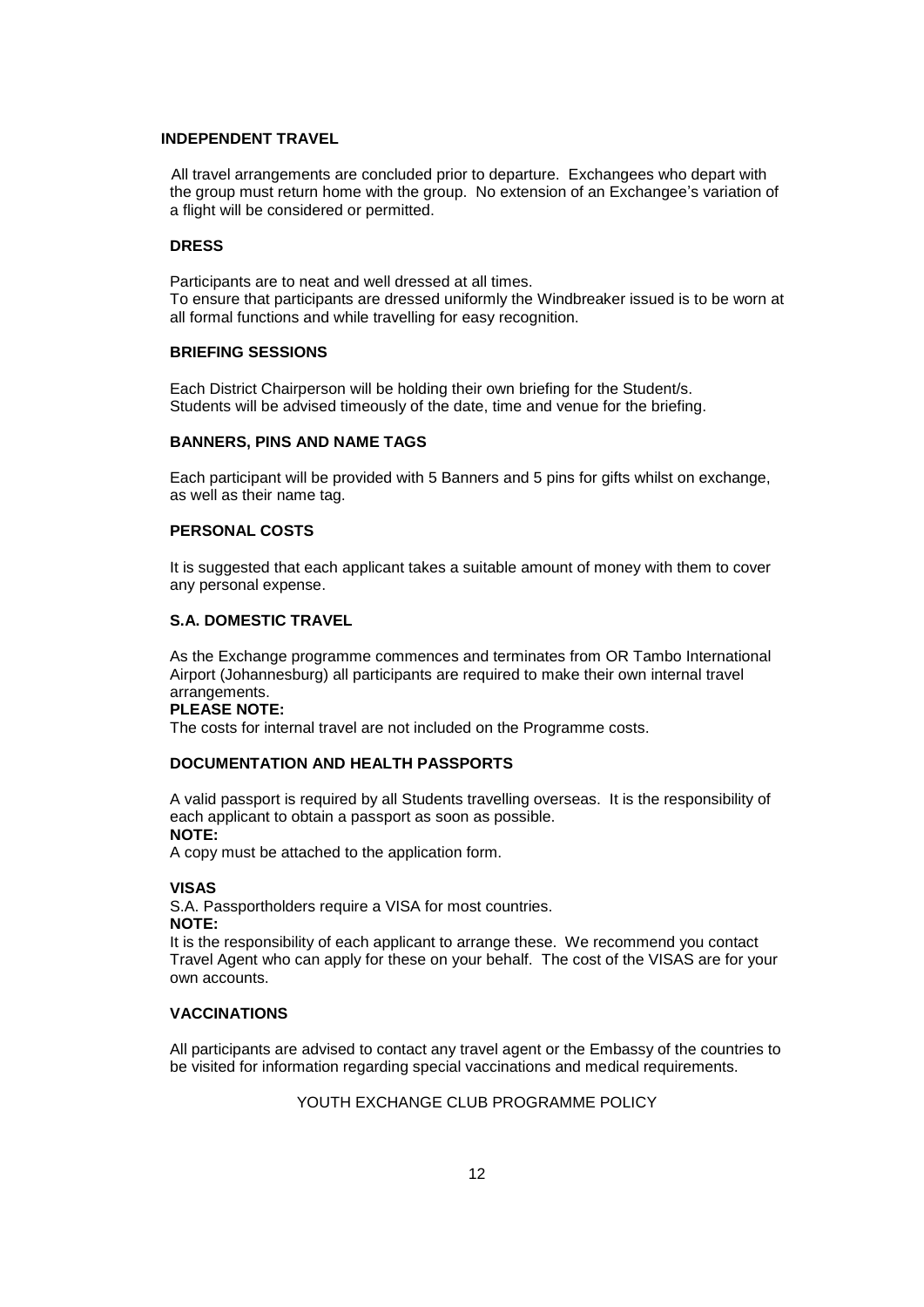## INDEPENDENT TRAVEL

All travel arrangements are concluded prior to departure. Exchangees who depart with the group must return home with the group. No extension of an Exchangee's variation of a flight will be considered or permitted.

## DRESS

Participants are to neat and well dressed at all times.
To ensure that participants are dressed uniformly the Windbreaker issued is to be worn at all formal functions and while travelling for easy recognition.

## BRIEFING SESSIONS

Each District Chairperson will be holding their own briefing for the Student/s.
Students will be advised timeously of the date, time and venue for the briefing.

## BANNERS, PINS AND NAME TAGS

Each participant will be provided with 5 Banners and 5 pins for gifts whilst on exchange, as well as their name tag.

## PERSONAL COSTS

It is suggested that each applicant takes a suitable amount of money with them to cover any personal expense.

## S.A. DOMESTIC TRAVEL

As the Exchange programme commences and terminates from OR Tambo International Airport (Johannesburg) all participants are required to make their own internal travel arrangements.

**PLEASE NOTE:**

The costs for internal travel are not included on the Programme costs.

## DOCUMENTATION AND HEALTH PASSPORTS

A valid passport is required by all Students travelling overseas. It is the responsibility of each applicant to obtain a passport as soon as possible.

**NOTE:**

A copy must be attached to the application form.

## VISAS

S.A. Passportholders require a VISA for most countries.

**NOTE:**

It is the responsibility of each applicant to arrange these. We recommend you contact Travel Agent who can apply for these on your behalf. The cost of the VISAS are for your own accounts.

## VACCINATIONS

All participants are advised to contact any travel agent or the Embassy of the countries to be visited for information regarding special vaccinations and medical requirements.

YOUTH EXCHANGE CLUB PROGRAMME POLICY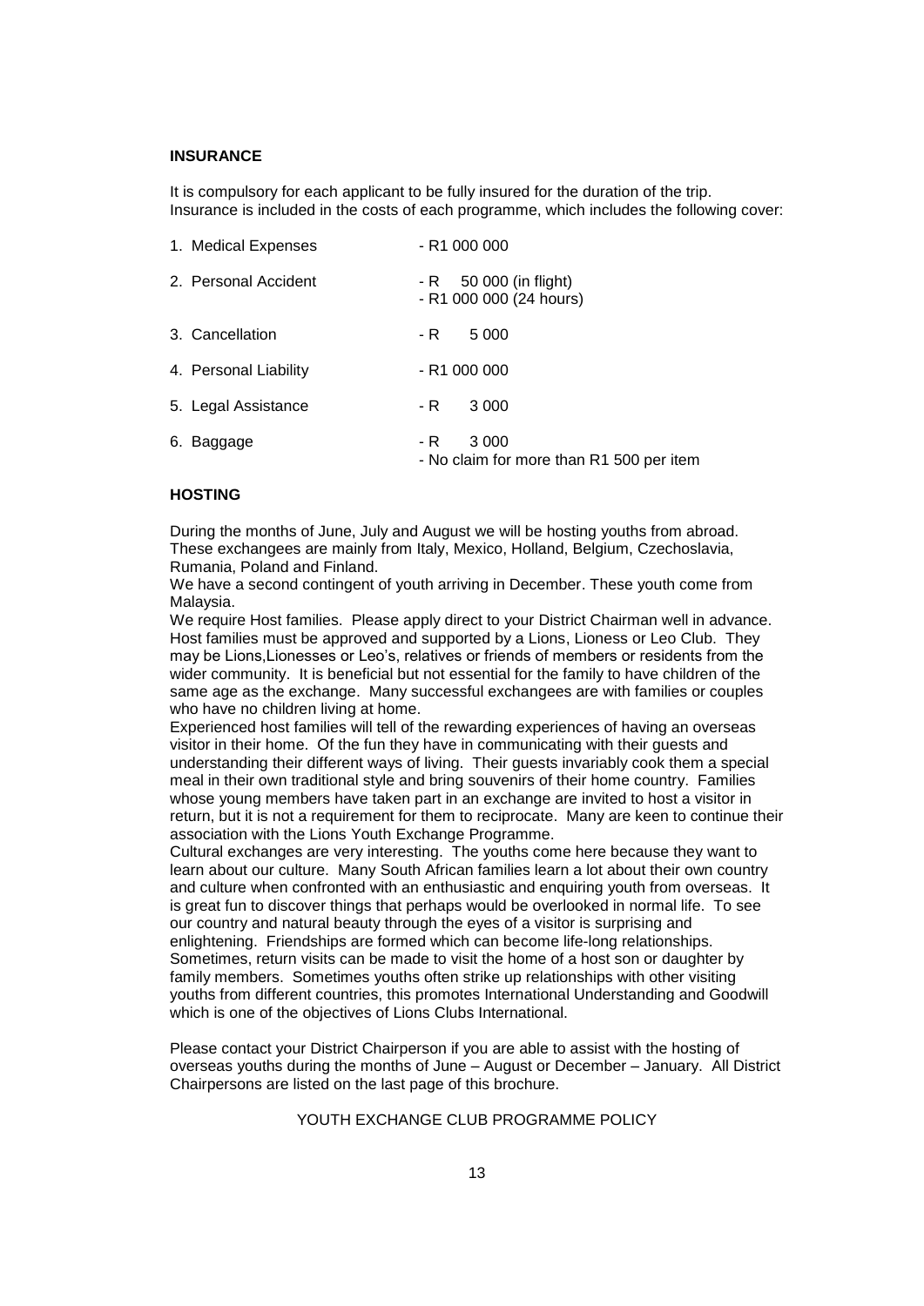**INSURANCE**

It is compulsory for each applicant to be fully insured for the duration of the trip. Insurance is included in the costs of each programme, which includes the following cover:

| | |
|---|---|
| 1. Medical Expenses | - R1 000 000 |
| 2. Personal Accident | - R 50 000 (in flight)<br>- R1 000 000 (24 hours) |
| 3. Cancellation | - R 5 000 |
| 4. Personal Liability | - R1 000 000 |
| 5. Legal Assistance | - R 3 000 |
| 6. Baggage | - R 3 000<br>- No claim for more than R1 500 per item |

**HOSTING**

During the months of June, July and August we will be hosting youths from abroad. These exchangees are mainly from Italy, Mexico, Holland, Belgium, Czechoslavia, Rumania, Poland and Finland.
We have a second contingent of youth arriving in December. These youth come from Malaysia.
We require Host families. Please apply direct to your District Chairman well in advance. Host families must be approved and supported by a Lions, Lioness or Leo Club. They may be Lions,Lionesses or Leo's, relatives or friends of members or residents from the wider community. It is beneficial but not essential for the family to have children of the same age as the exchange. Many successful exchangees are with families or couples who have no children living at home.
Experienced host families will tell of the rewarding experiences of having an overseas visitor in their home. Of the fun they have in communicating with their guests and understanding their different ways of living. Their guests invariably cook them a special meal in their own traditional style and bring souvenirs of their home country. Families whose young members have taken part in an exchange are invited to host a visitor in return, but it is not a requirement for them to reciprocate. Many are keen to continue their association with the Lions Youth Exchange Programme.
Cultural exchanges are very interesting. The youths come here because they want to learn about our culture. Many South African families learn a lot about their own country and culture when confronted with an enthusiastic and enquiring youth from overseas. It is great fun to discover things that perhaps would be overlooked in normal life. To see our country and natural beauty through the eyes of a visitor is surprising and enlightening. Friendships are formed which can become life-long relationships. Sometimes, return visits can be made to visit the home of a host son or daughter by family members. Sometimes youths often strike up relationships with other visiting youths from different countries, this promotes International Understanding and Goodwill which is one of the objectives of Lions Clubs International.

Please contact your District Chairperson if you are able to assist with the hosting of overseas youths during the months of June – August or December – January. All District Chairpersons are listed on the last page of this brochure.

YOUTH EXCHANGE CLUB PROGRAMME POLICY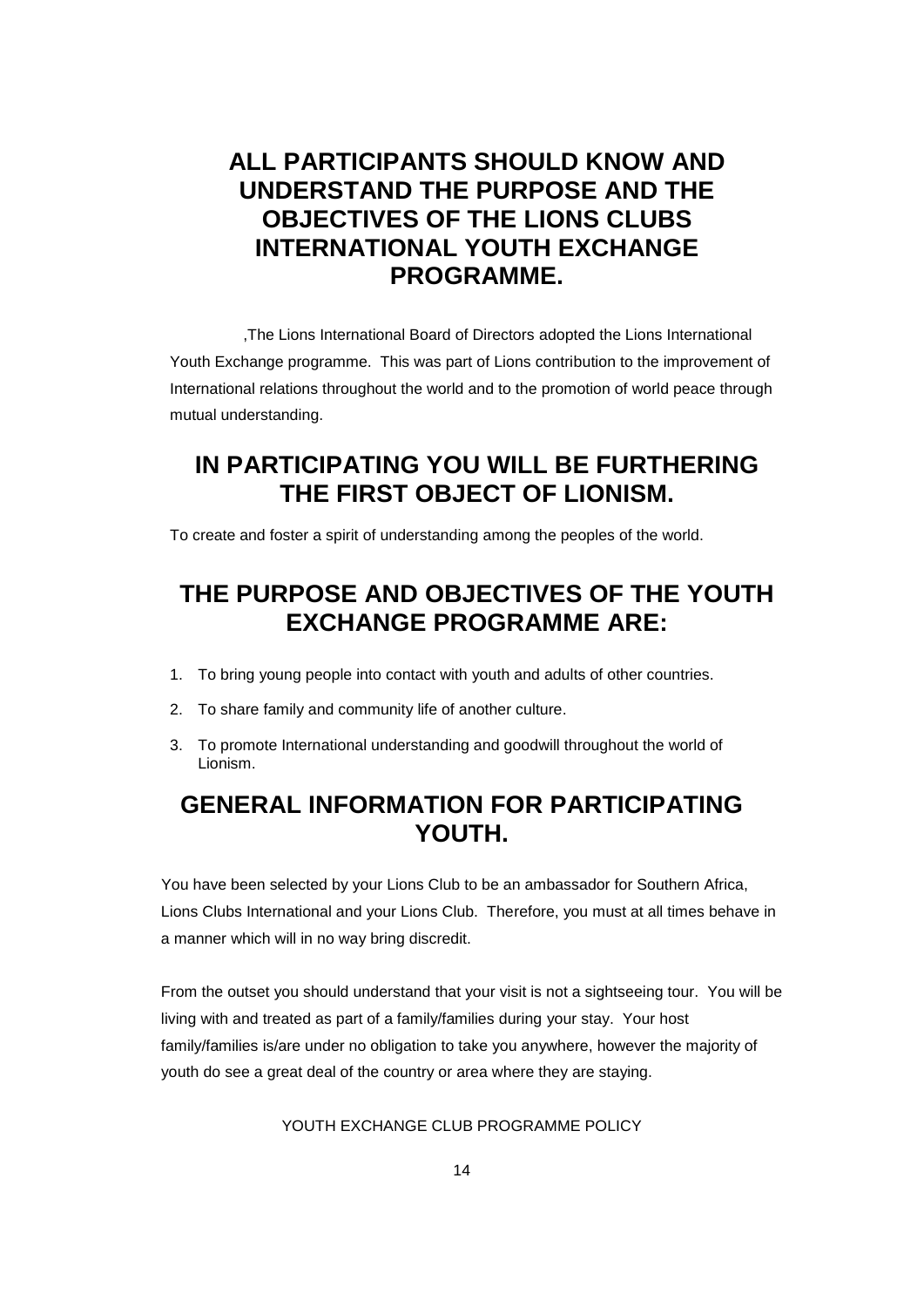## ALL PARTICIPANTS SHOULD KNOW AND UNDERSTAND THE PURPOSE AND THE OBJECTIVES OF THE LIONS CLUBS INTERNATIONAL YOUTH EXCHANGE PROGRAMME.

,The Lions International Board of Directors adopted the Lions International Youth Exchange programme. This was part of Lions contribution to the improvement of International relations throughout the world and to the promotion of world peace through mutual understanding.

## IN PARTICIPATING YOU WILL BE FURTHERING THE FIRST OBJECT OF LIONISM.

To create and foster a spirit of understanding among the peoples of the world.

## THE PURPOSE AND OBJECTIVES OF THE YOUTH EXCHANGE PROGRAMME ARE:

1. To bring young people into contact with youth and adults of other countries.
2. To share family and community life of another culture.
3. To promote International understanding and goodwill throughout the world of Lionism.

## GENERAL INFORMATION FOR PARTICIPATING YOUTH.

You have been selected by your Lions Club to be an ambassador for Southern Africa, Lions Clubs International and your Lions Club. Therefore, you must at all times behave in a manner which will in no way bring discredit.

From the outset you should understand that your visit is not a sightseeing tour. You will be living with and treated as part of a family/families during your stay. Your host family/families is/are under no obligation to take you anywhere, however the majority of youth do see a great deal of the country or area where they are staying.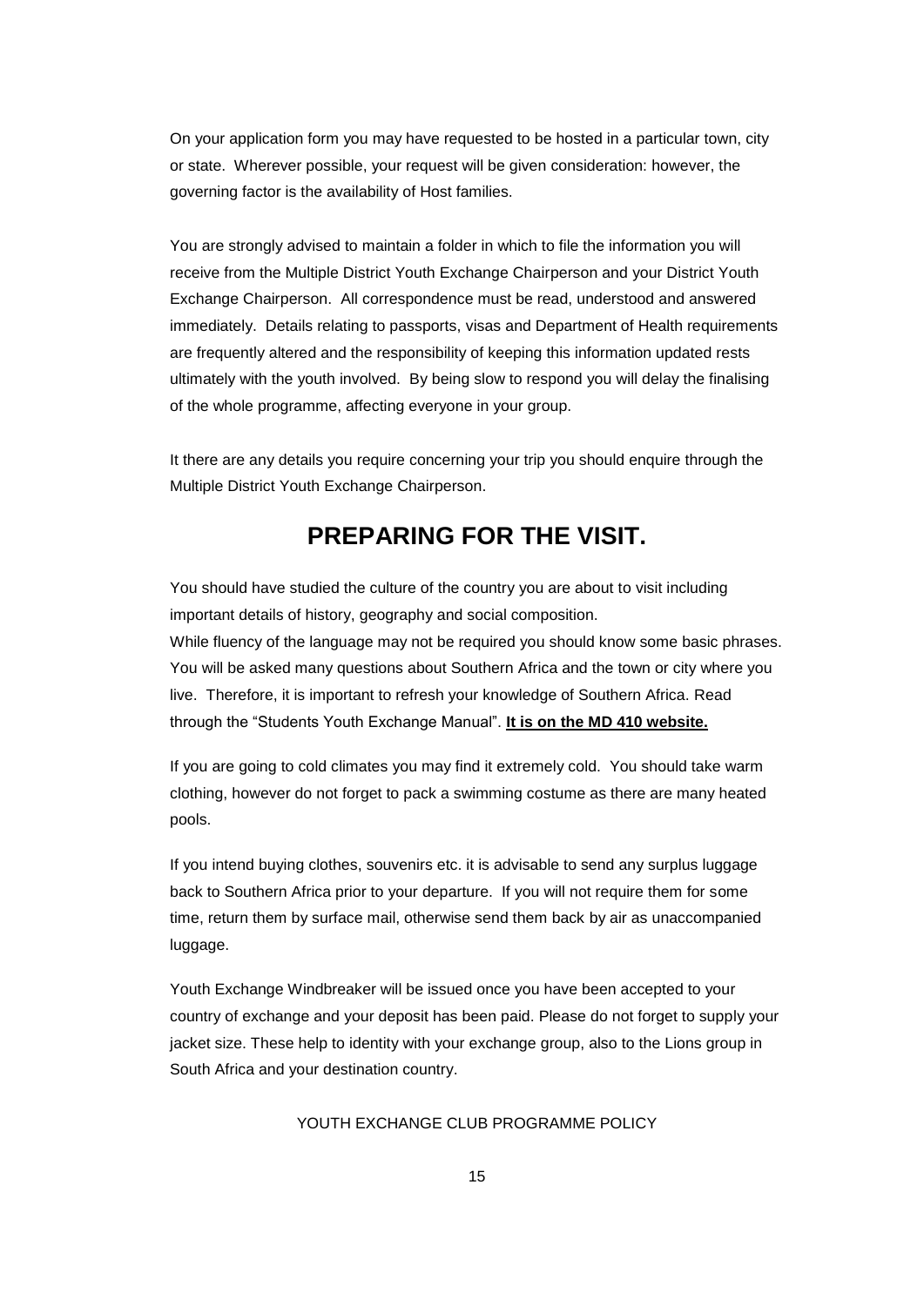On your application form you may have requested to be hosted in a particular town, city or state. Wherever possible, your request will be given consideration: however, the governing factor is the availability of Host families.

You are strongly advised to maintain a folder in which to file the information you will receive from the Multiple District Youth Exchange Chairperson and your District Youth Exchange Chairperson. All correspondence must be read, understood and answered immediately. Details relating to passports, visas and Department of Health requirements are frequently altered and the responsibility of keeping this information updated rests ultimately with the youth involved. By being slow to respond you will delay the finalising of the whole programme, affecting everyone in your group.

It there are any details you require concerning your trip you should enquire through the Multiple District Youth Exchange Chairperson.

# PREPARING FOR THE VISIT.

You should have studied the culture of the country you are about to visit including important details of history, geography and social composition.
While fluency of the language may not be required you should know some basic phrases. You will be asked many questions about Southern Africa and the town or city where you live. Therefore, it is important to refresh your knowledge of Southern Africa. Read through the "Students Youth Exchange Manual". **It is on the MD 410 website.**

If you are going to cold climates you may find it extremely cold. You should take warm clothing, however do not forget to pack a swimming costume as there are many heated pools.

If you intend buying clothes, souvenirs etc. it is advisable to send any surplus luggage back to Southern Africa prior to your departure. If you will not require them for some time, return them by surface mail, otherwise send them back by air as unaccompanied luggage.

Youth Exchange Windbreaker will be issued once you have been accepted to your country of exchange and your deposit has been paid. Please do not forget to supply your jacket size. These help to identity with your exchange group, also to the Lions group in South Africa and your destination country.

YOUTH EXCHANGE CLUB PROGRAMME POLICY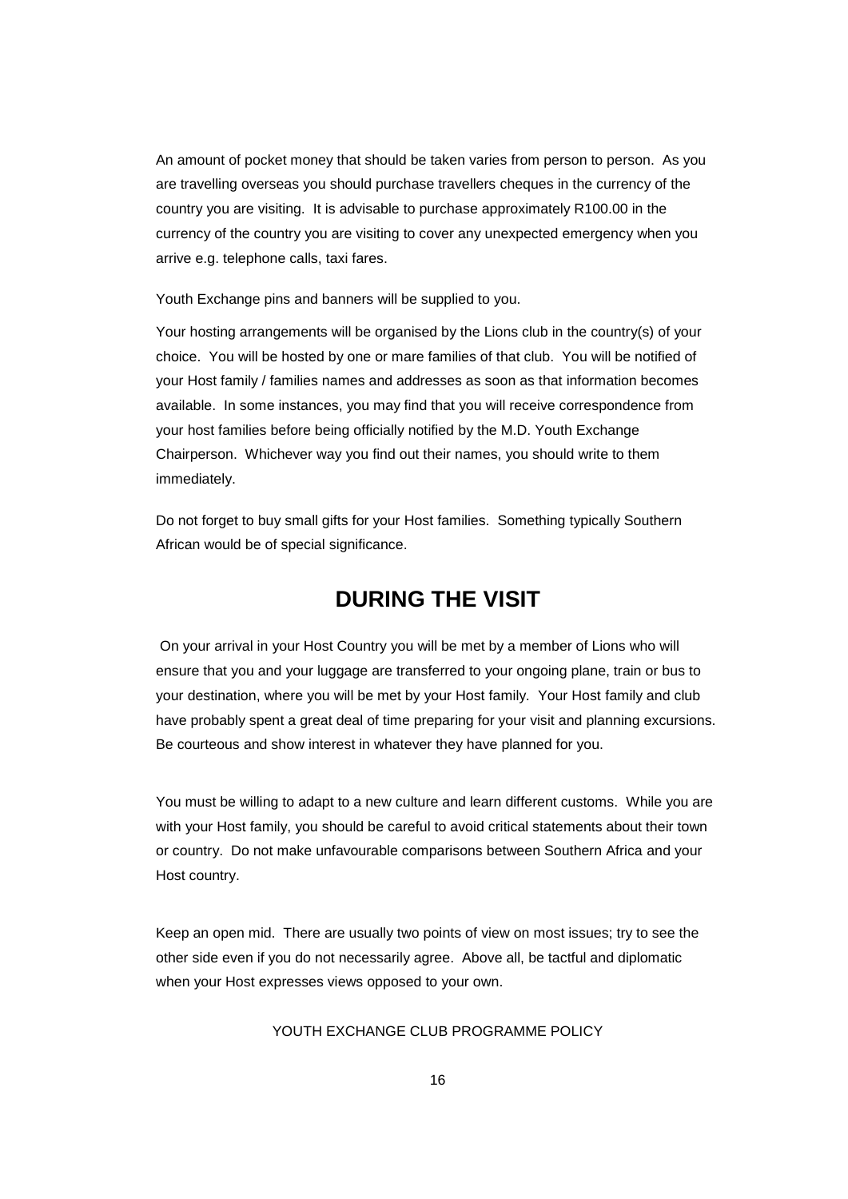An amount of pocket money that should be taken varies from person to person. As you are travelling overseas you should purchase travellers cheques in the currency of the country you are visiting. It is advisable to purchase approximately R100.00 in the currency of the country you are visiting to cover any unexpected emergency when you arrive e.g. telephone calls, taxi fares.

Youth Exchange pins and banners will be supplied to you.

Your hosting arrangements will be organised by the Lions club in the country(s) of your choice. You will be hosted by one or mare families of that club. You will be notified of your Host family / families names and addresses as soon as that information becomes available. In some instances, you may find that you will receive correspondence from your host families before being officially notified by the M.D. Youth Exchange Chairperson. Whichever way you find out their names, you should write to them immediately.

Do not forget to buy small gifts for your Host families. Something typically Southern African would be of special significance.

## DURING THE VISIT

On your arrival in your Host Country you will be met by a member of Lions who will ensure that you and your luggage are transferred to your ongoing plane, train or bus to your destination, where you will be met by your Host family. Your Host family and club have probably spent a great deal of time preparing for your visit and planning excursions. Be courteous and show interest in whatever they have planned for you.

You must be willing to adapt to a new culture and learn different customs. While you are with your Host family, you should be careful to avoid critical statements about their town or country. Do not make unfavourable comparisons between Southern Africa and your Host country.

Keep an open mid. There are usually two points of view on most issues; try to see the other side even if you do not necessarily agree. Above all, be tactful and diplomatic when your Host expresses views opposed to your own.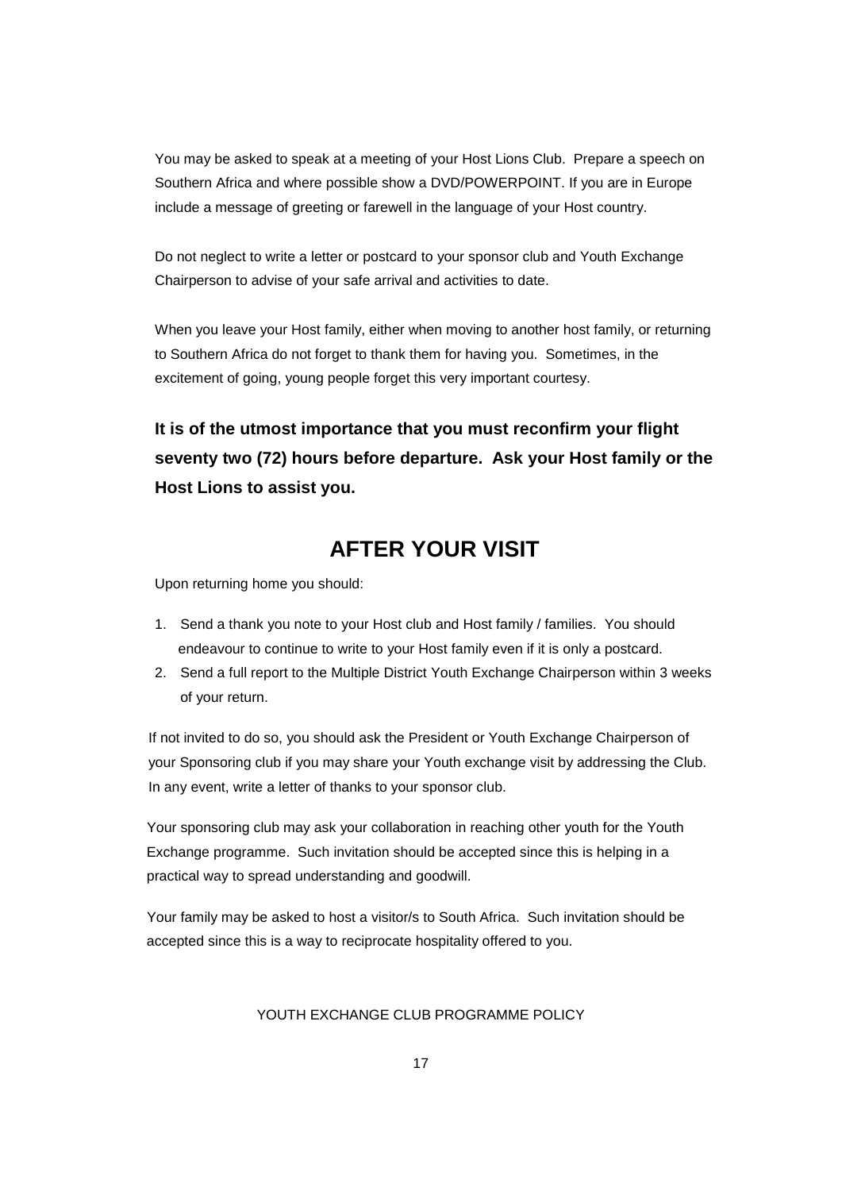You may be asked to speak at a meeting of your Host Lions Club. Prepare a speech on Southern Africa and where possible show a DVD/POWERPOINT. If you are in Europe include a message of greeting or farewell in the language of your Host country.

Do not neglect to write a letter or postcard to your sponsor club and Youth Exchange Chairperson to advise of your safe arrival and activities to date.

When you leave your Host family, either when moving to another host family, or returning to Southern Africa do not forget to thank them for having you. Sometimes, in the excitement of going, young people forget this very important courtesy.

**It is of the utmost importance that you must reconfirm your flight seventy two (72) hours before departure. Ask your Host family or the Host Lions to assist you.**

# AFTER YOUR VISIT

Upon returning home you should:

1. Send a thank you note to your Host club and Host family / families. You should endeavour to continue to write to your Host family even if it is only a postcard.
2. Send a full report to the Multiple District Youth Exchange Chairperson within 3 weeks of your return.

If not invited to do so, you should ask the President or Youth Exchange Chairperson of your Sponsoring club if you may share your Youth exchange visit by addressing the Club. In any event, write a letter of thanks to your sponsor club.

Your sponsoring club may ask your collaboration in reaching other youth for the Youth Exchange programme. Such invitation should be accepted since this is helping in a practical way to spread understanding and goodwill.

Your family may be asked to host a visitor/s to South Africa. Such invitation should be accepted since this is a way to reciprocate hospitality offered to you.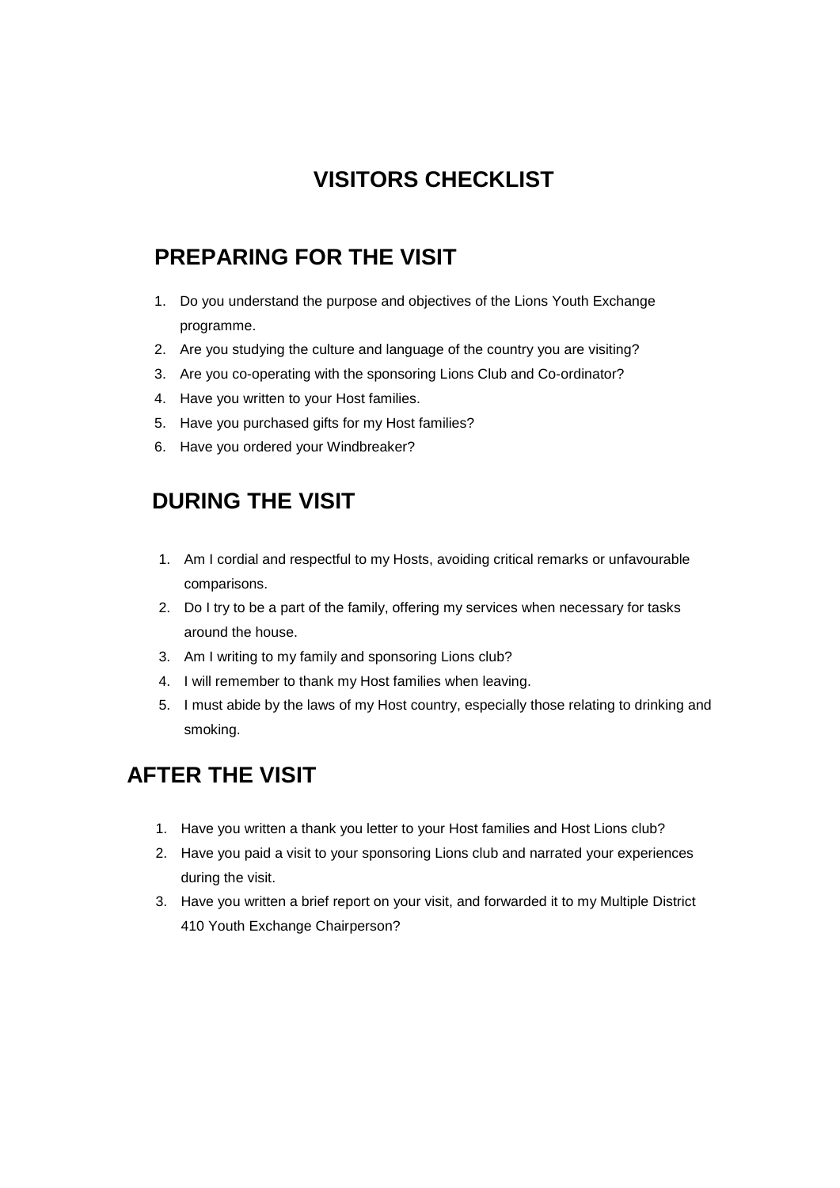# VISITORS CHECKLIST

## PREPARING FOR THE VISIT

1. Do you understand the purpose and objectives of the Lions Youth Exchange programme.
2. Are you studying the culture and language of the country you are visiting?
3. Are you co-operating with the sponsoring Lions Club and Co-ordinator?
4. Have you written to your Host families.
5. Have you purchased gifts for my Host families?
6. Have you ordered your Windbreaker?

## DURING THE VISIT

1. Am I cordial and respectful to my Hosts, avoiding critical remarks or unfavourable comparisons.
2. Do I try to be a part of the family, offering my services when necessary for tasks around the house.
3. Am I writing to my family and sponsoring Lions club?
4. I will remember to thank my Host families when leaving.
5. I must abide by the laws of my Host country, especially those relating to drinking and smoking.

## AFTER THE VISIT

1. Have you written a thank you letter to your Host families and Host Lions club?
2. Have you paid a visit to your sponsoring Lions club and narrated your experiences during the visit.
3. Have you written a brief report on your visit, and forwarded it to my Multiple District 410 Youth Exchange Chairperson?